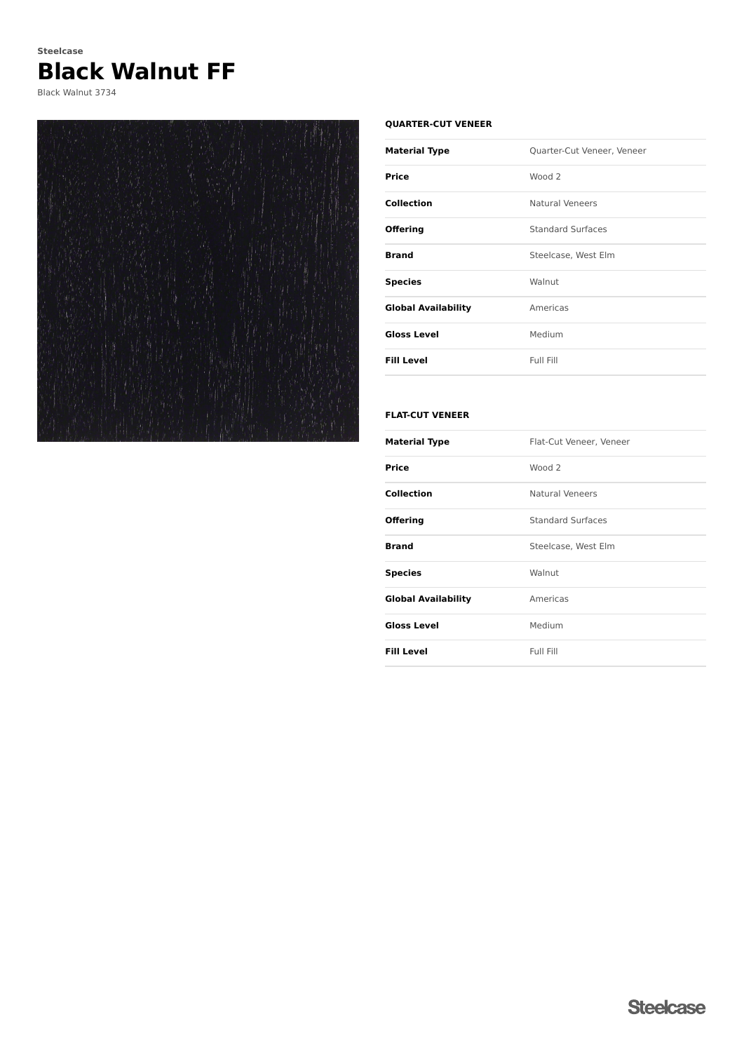Steelcase

# Black Walnut FF

Black Walnut 3734

### QUARTER-CUT VENEER

| | |
|---|---|
| **Material Type** | Quarter-Cut Veneer, Veneer |
| **Price** | Wood 2 |
| **Collection** | Natural Veneers |
| **Offering** | Standard Surfaces |
| **Brand** | Steelcase, West Elm |
| **Species** | Walnut |
| **Global Availability** | Americas |
| **Gloss Level** | Medium |
| **Fill Level** | Full Fill |

### FLAT-CUT VENEER

| | |
|---|---|
| **Material Type** | Flat-Cut Veneer, Veneer |
| **Price** | Wood 2 |
| **Collection** | Natural Veneers |
| **Offering** | Standard Surfaces |
| **Brand** | Steelcase, West Elm |
| **Species** | Walnut |
| **Global Availability** | Americas |
| **Gloss Level** | Medium |
| **Fill Level** | Full Fill |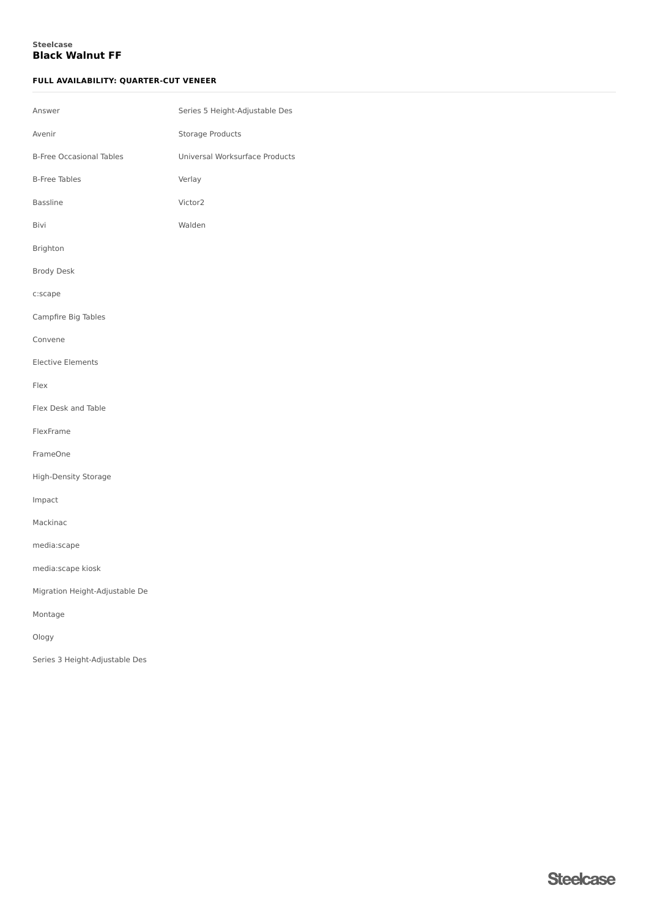**Steelcase**

## Black Walnut FF

#### FULL AVAILABILITY: QUARTER-CUT VENEER

- Answer
- Avenir
- B-Free Occasional Tables
- B-Free Tables
- Bassline
- Bivi
- Brighton
- Brody Desk
- c:scape
- Campfire Big Tables
- Convene
- Elective Elements
- Flex
- Flex Desk and Table
- FlexFrame
- FrameOne
- High-Density Storage
- Impact
- Mackinac
- media:scape
- media:scape kiosk
- Migration Height-Adjustable De
- Montage
- Ology
- Series 3 Height-Adjustable Des
- Series 5 Height-Adjustable Des
- Storage Products
- Universal Worksurface Products
- Verlay
- Victor2
- Walden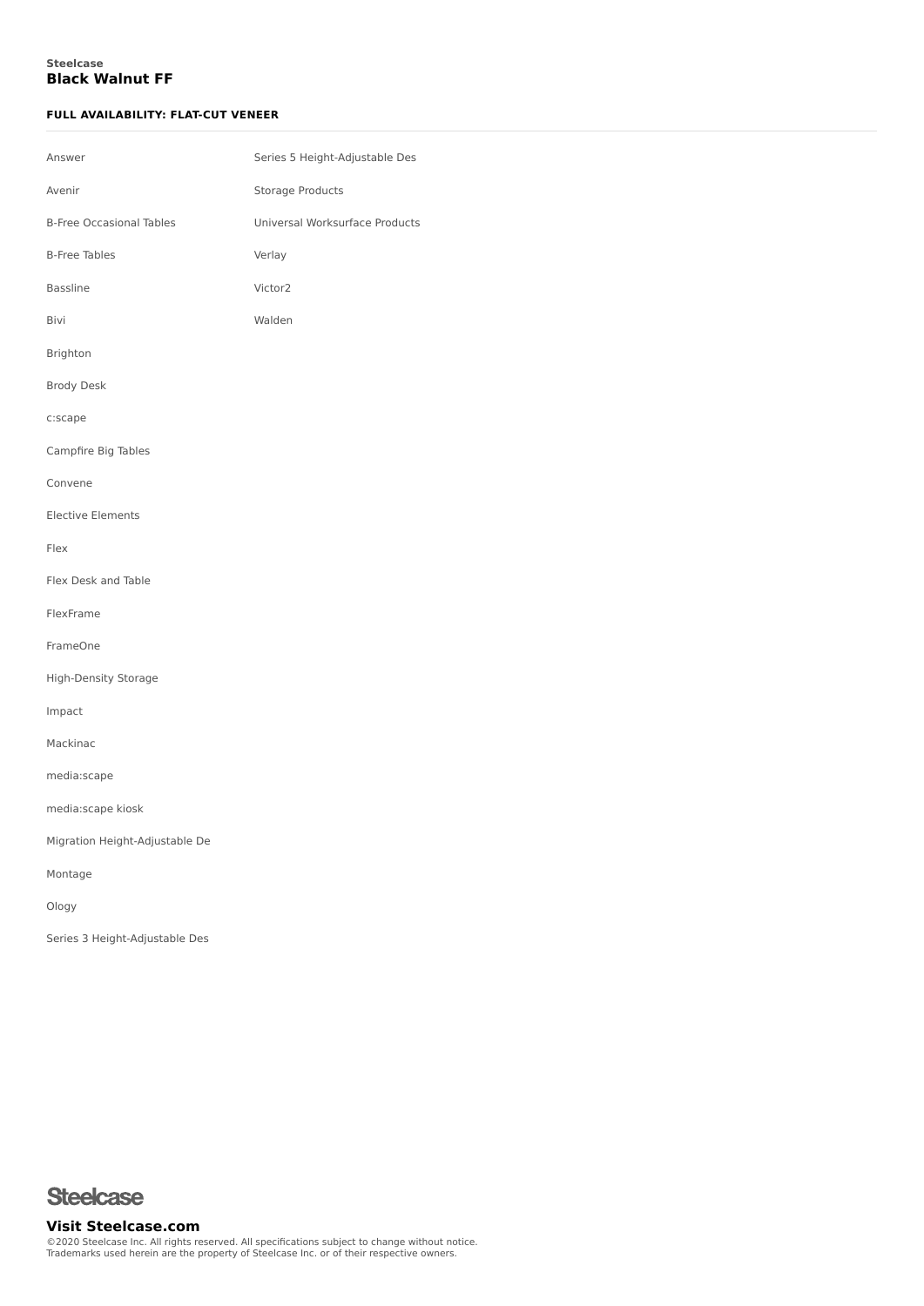**Steelcase**
## Black Walnut FF

### FULL AVAILABILITY: FLAT-CUT VENEER

Answer

Avenir

B-Free Occasional Tables

B-Free Tables

Bassline

Bivi

Brighton

Brody Desk

c:scape

Campfire Big Tables

Convene

Elective Elements

Flex

Flex Desk and Table

FlexFrame

FrameOne

High-Density Storage

Impact

Mackinac

media:scape

media:scape kiosk

Migration Height-Adjustable De

Montage

Ology

Series 3 Height-Adjustable Des

Series 5 Height-Adjustable Des

Storage Products

Universal Worksurface Products

Verlay

Victor2

Walden

Steelcase

**Visit Steelcase.com**

©2020 Steelcase Inc. All rights reserved. All specifications subject to change without notice.
Trademarks used herein are the property of Steelcase Inc. or of their respective owners.